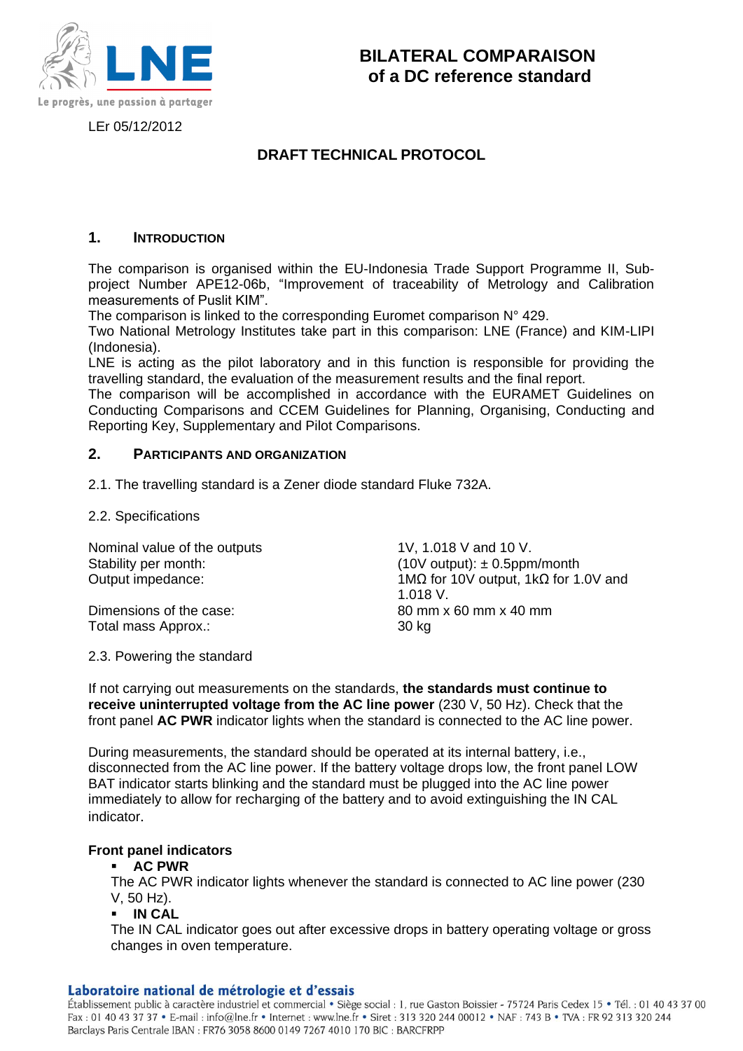LNE

Le progrès, une passion à partager

# BILATERAL COMPARAISON of a DC reference standard

LEr 05/12/2012

## DRAFT TECHNICAL PROTOCOL

### 1. INTRODUCTION

The comparison is organised within the EU-Indonesia Trade Support Programme II, Sub-project Number APE12-06b, “Improvement of traceability of Metrology and Calibration measurements of Puslit KIM”.
The comparison is linked to the corresponding Euromet comparison N° 429.
Two National Metrology Institutes take part in this comparison: LNE (France) and KIM-LIPI (Indonesia).
LNE is acting as the pilot laboratory and in this function is responsible for providing the travelling standard, the evaluation of the measurement results and the final report.
The comparison will be accomplished in accordance with the EURAMET Guidelines on Conducting Comparisons and CCEM Guidelines for Planning, Organising, Conducting and Reporting Key, Supplementary and Pilot Comparisons.

### 2. PARTICIPANTS AND ORGANIZATION

2.1. The travelling standard is a Zener diode standard Fluke 732A.

2.2. Specifications

| | |
|---|---|
| Nominal value of the outputs | 1V, 1.018 V and 10 V. |
| Stability per month: | (10V output): ± 0.5ppm/month |
| Output impedance: | 1MΩ for 10V output, 1kΩ for 1.0V and 1.018 V. |
| Dimensions of the case: | 80 mm x 60 mm x 40 mm |
| Total mass Approx.: | 30 kg |

2.3. Powering the standard

If not carrying out measurements on the standards, **the standards must continue to receive uninterrupted voltage from the AC line power** (230 V, 50 Hz). Check that the front panel **AC PWR** indicator lights when the standard is connected to the AC line power.

During measurements, the standard should be operated at its internal battery, i.e., disconnected from the AC line power. If the battery voltage drops low, the front panel LOW BAT indicator starts blinking and the standard must be plugged into the AC line power immediately to allow for recharging of the battery and to avoid extinguishing the IN CAL indicator.

**Front panel indicators**

- **AC PWR**

  The AC PWR indicator lights whenever the standard is connected to AC line power (230 V, 50 Hz).

- **IN CAL**

  The IN CAL indicator goes out after excessive drops in battery operating voltage or gross changes in oven temperature.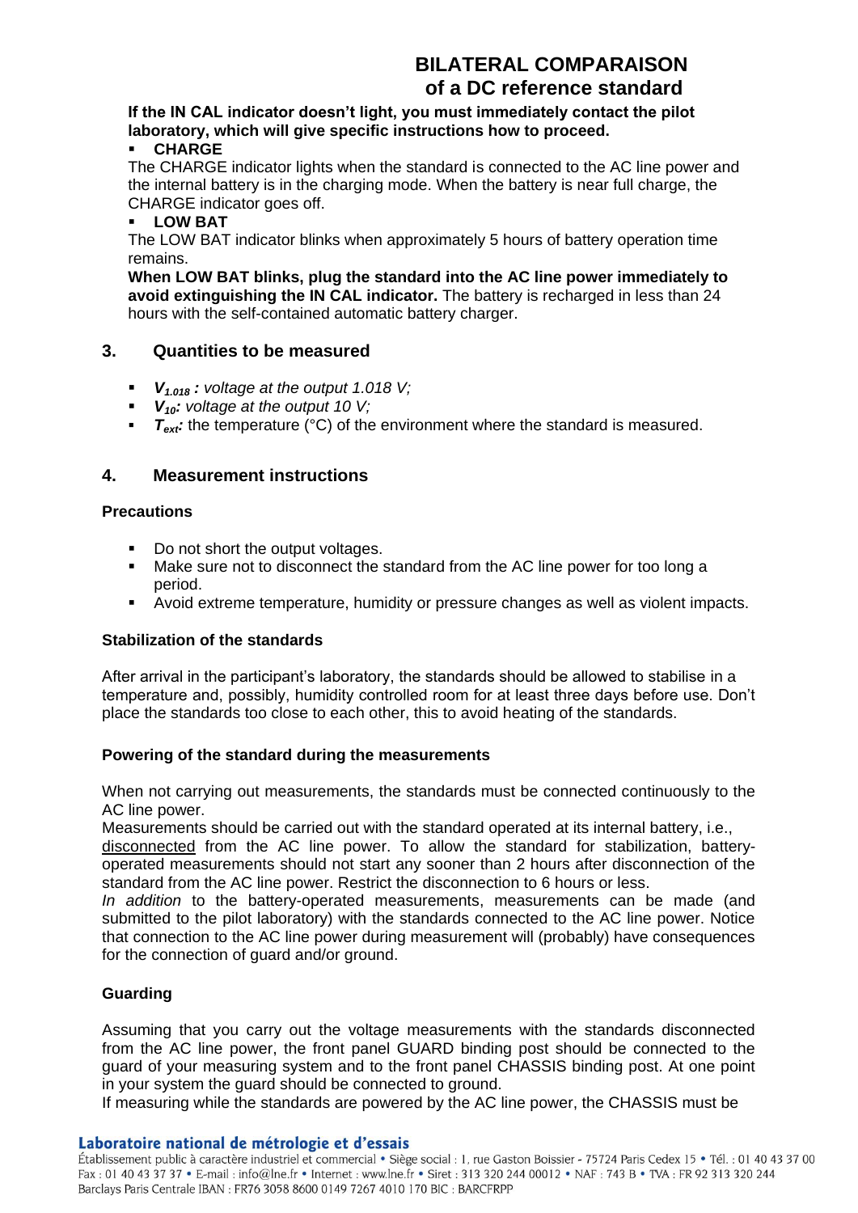**If the IN CAL indicator doesn't light, you must immediately contact the pilot laboratory, which will give specific instructions how to proceed.**

- **CHARGE**

The CHARGE indicator lights when the standard is connected to the AC line power and the internal battery is in the charging mode. When the battery is near full charge, the CHARGE indicator goes off.

- **LOW BAT**

The LOW BAT indicator blinks when approximately 5 hours of battery operation time remains.

**When LOW BAT blinks, plug the standard into the AC line power immediately to avoid extinguishing the IN CAL indicator.** The battery is recharged in less than 24 hours with the self-contained automatic battery charger.

## 3. Quantities to be measured

- $V_{1.018}$ *: voltage at the output 1.018 V;*
- $V_{10}$*: voltage at the output 10 V;*
- $T_{ext}$*:* the temperature (°C) of the environment where the standard is measured.

## 4. Measurement instructions

**Precautions**

- Do not short the output voltages.
- Make sure not to disconnect the standard from the AC line power for too long a period.
- Avoid extreme temperature, humidity or pressure changes as well as violent impacts.

**Stabilization of the standards**

After arrival in the participant's laboratory, the standards should be allowed to stabilise in a temperature and, possibly, humidity controlled room for at least three days before use. Don't place the standards too close to each other, this to avoid heating of the standards.

**Powering of the standard during the measurements**

When not carrying out measurements, the standards must be connected continuously to the AC line power.

Measurements should be carried out with the standard operated at its internal battery, i.e., disconnected from the AC line power. To allow the standard for stabilization, battery-operated measurements should not start any sooner than 2 hours after disconnection of the standard from the AC line power. Restrict the disconnection to 6 hours or less.

*In addition* to the battery-operated measurements, measurements can be made (and submitted to the pilot laboratory) with the standards connected to the AC line power. Notice that connection to the AC line power during measurement will (probably) have consequences for the connection of guard and/or ground.

**Guarding**

Assuming that you carry out the voltage measurements with the standards disconnected from the AC line power, the front panel GUARD binding post should be connected to the guard of your measuring system and to the front panel CHASSIS binding post. At one point in your system the guard should be connected to ground.

If measuring while the standards are powered by the AC line power, the CHASSIS must be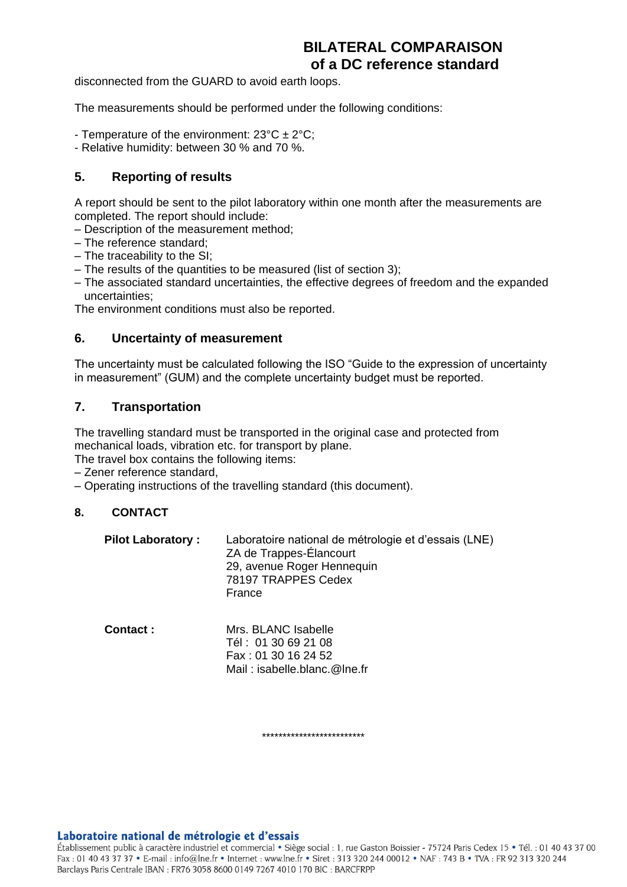disconnected from the GUARD to avoid earth loops.

The measurements should be performed under the following conditions:

- Temperature of the environment: 23°C ± 2°C;
- Relative humidity: between 30 % and 70 %.

## 5. Reporting of results

A report should be sent to the pilot laboratory within one month after the measurements are completed. The report should include:

– Description of the measurement method;
– The reference standard;
– The traceability to the SI;
– The results of the quantities to be measured (list of section 3);
– The associated standard uncertainties, the effective degrees of freedom and the expanded uncertainties;

The environment conditions must also be reported.

## 6. Uncertainty of measurement

The uncertainty must be calculated following the ISO “Guide to the expression of uncertainty in measurement” (GUM) and the complete uncertainty budget must be reported.

## 7. Transportation

The travelling standard must be transported in the original case and protected from mechanical loads, vibration etc. for transport by plane.
The travel box contains the following items:

– Zener reference standard,
– Operating instructions of the travelling standard (this document).

## 8. CONTACT

**Pilot Laboratory :**
Laboratoire national de métrologie et d’essais (LNE)
ZA de Trappes-Élancourt
29, avenue Roger Hennequin
78197 TRAPPES Cedex
France

**Contact :**
Mrs. BLANC Isabelle
Tél : 01 30 69 21 08
Fax : 01 30 16 24 52
Mail : isabelle.blanc.@lne.fr

*************************